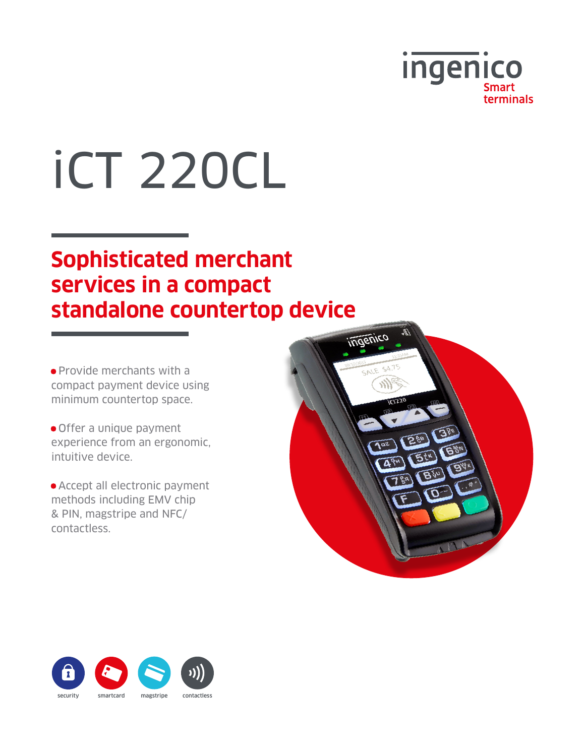ingenico
Smart terminals

# iCT 220CL

## Sophisticated merchant services in a compact standalone countertop device

- Provide merchants with a compact payment device using minimum countertop space.
- Offer a unique payment experience from an ergonomic, intuitive device.
- Accept all electronic payment methods including EMV chip & PIN, magstripe and NFC/contactless.

security smartcard magstripe contactless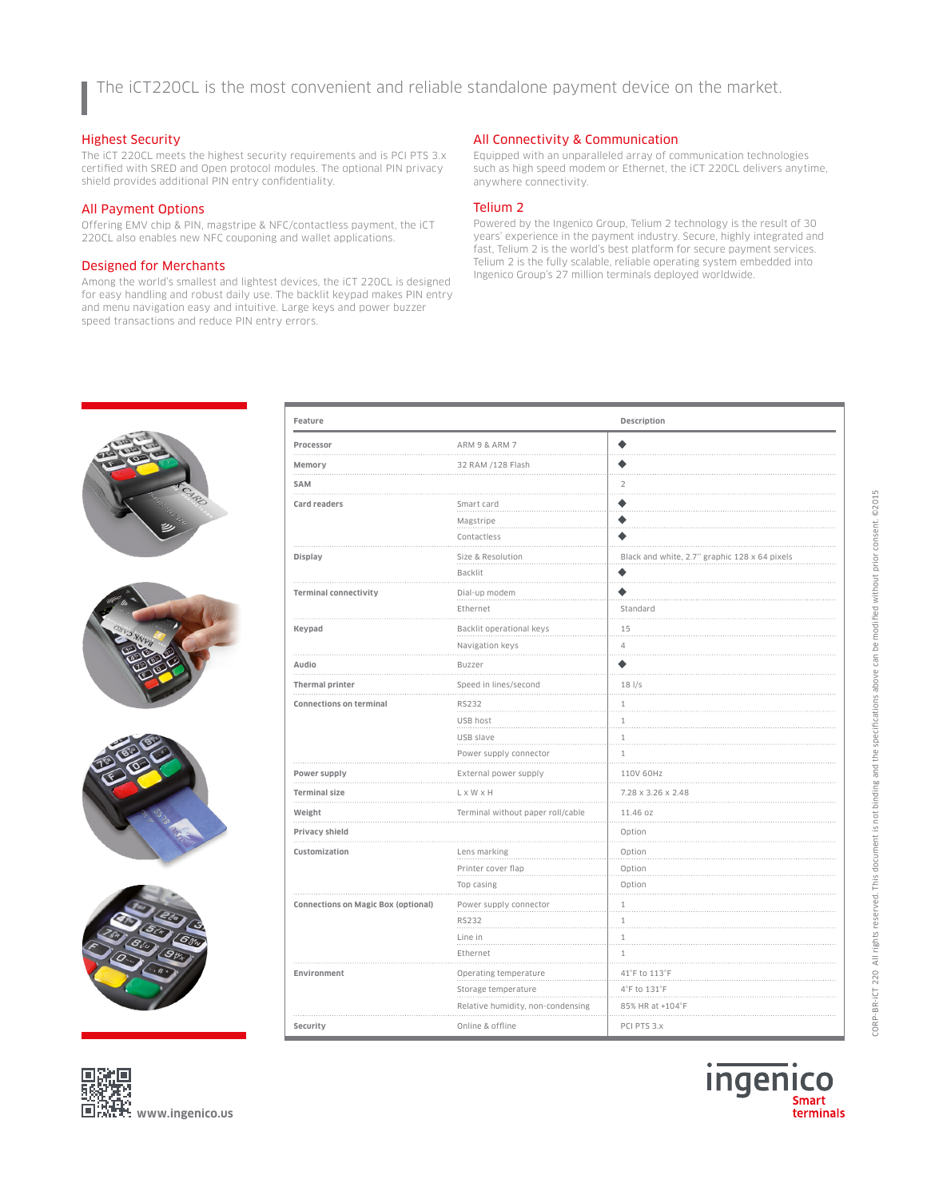# The iCT220CL is the most convenient and reliable standalone payment device on the market.

## Highest Security

The iCT 220CL meets the highest security requirements and is PCI PTS 3.x certified with SRED and Open protocol modules. The optional PIN privacy shield provides additional PIN entry confidentiality.

## All Payment Options

Offering EMV chip & PIN, magstripe & NFC/contactless payment, the iCT 220CL also enables new NFC couponing and wallet applications.

## Designed for Merchants

Among the world's smallest and lightest devices, the iCT 220CL is designed for easy handling and robust daily use. The backlit keypad makes PIN entry and menu navigation easy and intuitive. Large keys and power buzzer speed transactions and reduce PIN entry errors.

## All Connectivity & Communication

Equipped with an unparalleled array of communication technologies such as high speed modem or Ethernet, the iCT 220CL delivers anytime, anywhere connectivity.

## Telium 2

Powered by the Ingenico Group, Telium 2 technology is the result of 30 years' experience in the payment industry. Secure, highly integrated and fast, Telium 2 is the world's best platform for secure payment services. Telium 2 is the fully scalable, reliable operating system embedded into Ingenico Group's 27 million terminals deployed worldwide.

| Feature | | Description |
|---|---|---|
| Processor | ARM 9 & ARM 7 | ◆ |
| Memory | 32 RAM /128 Flash | ◆ |
| SAM | | 2 |
| Card readers | Smart card | ◆ |
| | Magstripe | ◆ |
| | Contactless | ◆ |
| Display | Size & Resolution | Black and white, 2.7'' graphic 128 x 64 pixels |
| | Backlit | ◆ |
| Terminal connectivity | Dial-up modem | ◆ |
| | Ethernet | Standard |
| Keypad | Backlit operational keys | 15 |
| | Navigation keys | 4 |
| Audio | Buzzer | ◆ |
| Thermal printer | Speed in lines/second | 18 l/s |
| Connections on terminal | RS232 | 1 |
| | USB host | 1 |
| | USB slave | 1 |
| | Power supply connector | 1 |
| Power supply | External power supply | 110V 60Hz |
| Terminal size | L x W x H | 7.28 x 3.26 x 2.48 |
| Weight | Terminal without paper roll/cable | 11.46 oz |
| Privacy shield | | Option |
| Customization | Lens marking | Option |
| | Printer cover flap | Option |
| | Top casing | Option |
| Connections on Magic Box (optional) | Power supply connector | 1 |
| | RS232 | 1 |
| | Line in | 1 |
| | Ethernet | 1 |
| Environment | Operating temperature | 41°F to 113°F |
| | Storage temperature | 4°F to 131°F |
| | Relative humidity, non-condensing | 85% HR at +104°F |
| Security | Online & offline | PCI PTS 3.x |

CORP-BR-iCT 220 All rights reserved. This document is not binding and the specifications above can be modified without prior consent. ©2015

www.ingenico.us

ingenico Smart terminals